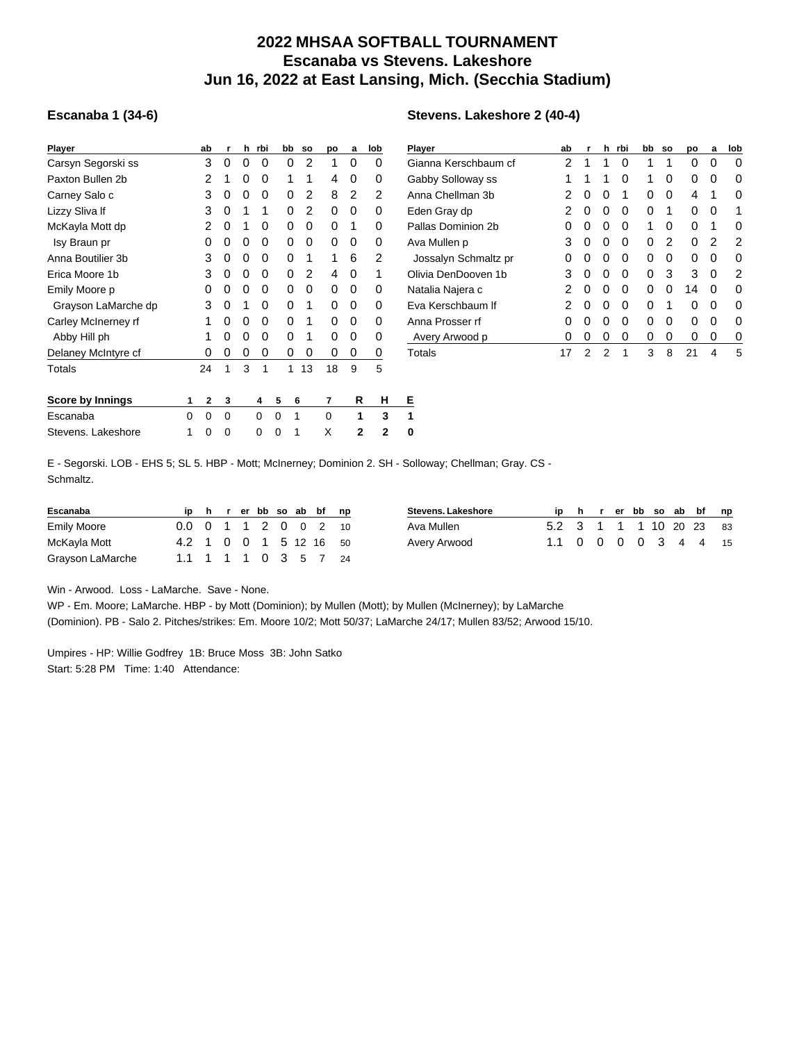# 2022 MHSAA SOFTBALL TOURNAMENT
# Escanaba vs Stevens. Lakeshore
# Jun 16, 2022 at East Lansing, Mich. (Secchia Stadium)

### Escanaba 1 (34-6)

| Player | ab | r | h | rbi | bb | so | po | a | lob |
|---|---|---|---|---|---|---|---|---|---|
| Carsyn Segorski ss | 3 | 0 | 0 | 0 | 0 | 2 | 1 | 0 | 0 |
| Paxton Bullen 2b | 2 | 1 | 0 | 0 | 1 | 1 | 4 | 0 | 0 |
| Carney Salo c | 3 | 0 | 0 | 0 | 0 | 2 | 8 | 2 | 2 |
| Lizzy Sliva lf | 3 | 0 | 1 | 1 | 0 | 2 | 0 | 0 | 0 |
| McKayla Mott dp | 2 | 0 | 1 | 0 | 0 | 0 | 0 | 1 | 0 |
| Isy Braun pr | 0 | 0 | 0 | 0 | 0 | 0 | 0 | 0 | 0 |
| Anna Boutilier 3b | 3 | 0 | 0 | 0 | 0 | 1 | 1 | 6 | 2 |
| Erica Moore 1b | 3 | 0 | 0 | 0 | 0 | 2 | 4 | 0 | 1 |
| Emily Moore p | 0 | 0 | 0 | 0 | 0 | 0 | 0 | 0 | 0 |
| Grayson LaMarche dp | 3 | 0 | 1 | 0 | 0 | 1 | 0 | 0 | 0 |
| Carley McInerney rf | 1 | 0 | 0 | 0 | 0 | 1 | 0 | 0 | 0 |
| Abby Hill ph | 1 | 0 | 0 | 0 | 0 | 1 | 0 | 0 | 0 |
| Delaney McIntyre cf | 0 | 0 | 0 | 0 | 0 | 0 | 0 | 0 | 0 |
| Totals | 24 | 1 | 3 | 1 | 1 | 13 | 18 | 9 | 5 |

### Stevens. Lakeshore 2 (40-4)

| Player | ab | r | h | rbi | bb | so | po | a | lob |
|---|---|---|---|---|---|---|---|---|---|
| Gianna Kerschbaum cf | 2 | 1 | 1 | 0 | 1 | 1 | 0 | 0 | 0 |
| Gabby Solloway ss | 1 | 1 | 1 | 0 | 1 | 0 | 0 | 0 | 0 |
| Anna Chellman 3b | 2 | 0 | 0 | 1 | 0 | 0 | 4 | 1 | 0 |
| Eden Gray dp | 2 | 0 | 0 | 0 | 0 | 1 | 0 | 0 | 1 |
| Pallas Dominion 2b | 0 | 0 | 0 | 0 | 1 | 0 | 0 | 1 | 0 |
| Ava Mullen p | 3 | 0 | 0 | 0 | 0 | 2 | 0 | 2 | 2 |
| Jossalyn Schmaltz pr | 0 | 0 | 0 | 0 | 0 | 0 | 0 | 0 | 0 |
| Olivia DenDooven 1b | 3 | 0 | 0 | 0 | 0 | 3 | 3 | 0 | 2 |
| Natalia Najera c | 2 | 0 | 0 | 0 | 0 | 0 | 14 | 0 | 0 |
| Eva Kerschbaum lf | 2 | 0 | 0 | 0 | 0 | 1 | 0 | 0 | 0 |
| Anna Prosser rf | 0 | 0 | 0 | 0 | 0 | 0 | 0 | 0 | 0 |
| Avery Arwood p | 0 | 0 | 0 | 0 | 0 | 0 | 0 | 0 | 0 |
| Totals | 17 | 2 | 2 | 1 | 3 | 8 | 21 | 4 | 5 |

| Score by Innings | 1 | 2 | 3 | 4 | 5 | 6 | 7 | R | H | E |
|---|---|---|---|---|---|---|---|---|---|---|
| Escanaba | 0 | 0 | 0 | 0 | 0 | 1 | 0 | 1 | 3 | 1 |
| Stevens. Lakeshore | 1 | 0 | 0 | 0 | 0 | 1 | X | 2 | 2 | 0 |

E - Segorski. LOB - EHS 5; SL 5. HBP - Mott; McInerney; Dominion 2. SH - Solloway; Chellman; Gray. CS - Schmaltz.

| Escanaba | ip | h | r | er | bb | so | ab | bf | np |
|---|---|---|---|---|---|---|---|---|---|
| Emily Moore | 0.0 | 0 | 1 | 1 | 2 | 0 | 0 | 2 | 10 |
| McKayla Mott | 4.2 | 1 | 0 | 0 | 1 | 5 | 12 | 16 | 50 |
| Grayson LaMarche | 1.1 | 1 | 1 | 1 | 0 | 3 | 5 | 7 | 24 |

| Stevens. Lakeshore | ip | h | r | er | bb | so | ab | bf | np |
|---|---|---|---|---|---|---|---|---|---|
| Ava Mullen | 5.2 | 3 | 1 | 1 | 1 | 10 | 20 | 23 | 83 |
| Avery Arwood | 1.1 | 0 | 0 | 0 | 0 | 3 | 4 | 4 | 15 |

Win - Arwood. Loss - LaMarche. Save - None.

WP - Em. Moore; LaMarche. HBP - by Mott (Dominion); by Mullen (Mott); by Mullen (McInerney); by LaMarche (Dominion). PB - Salo 2. Pitches/strikes: Em. Moore 10/2; Mott 50/37; LaMarche 24/17; Mullen 83/52; Arwood 15/10.

Umpires - HP: Willie Godfrey 1B: Bruce Moss 3B: John Satko
Start: 5:28 PM Time: 1:40 Attendance: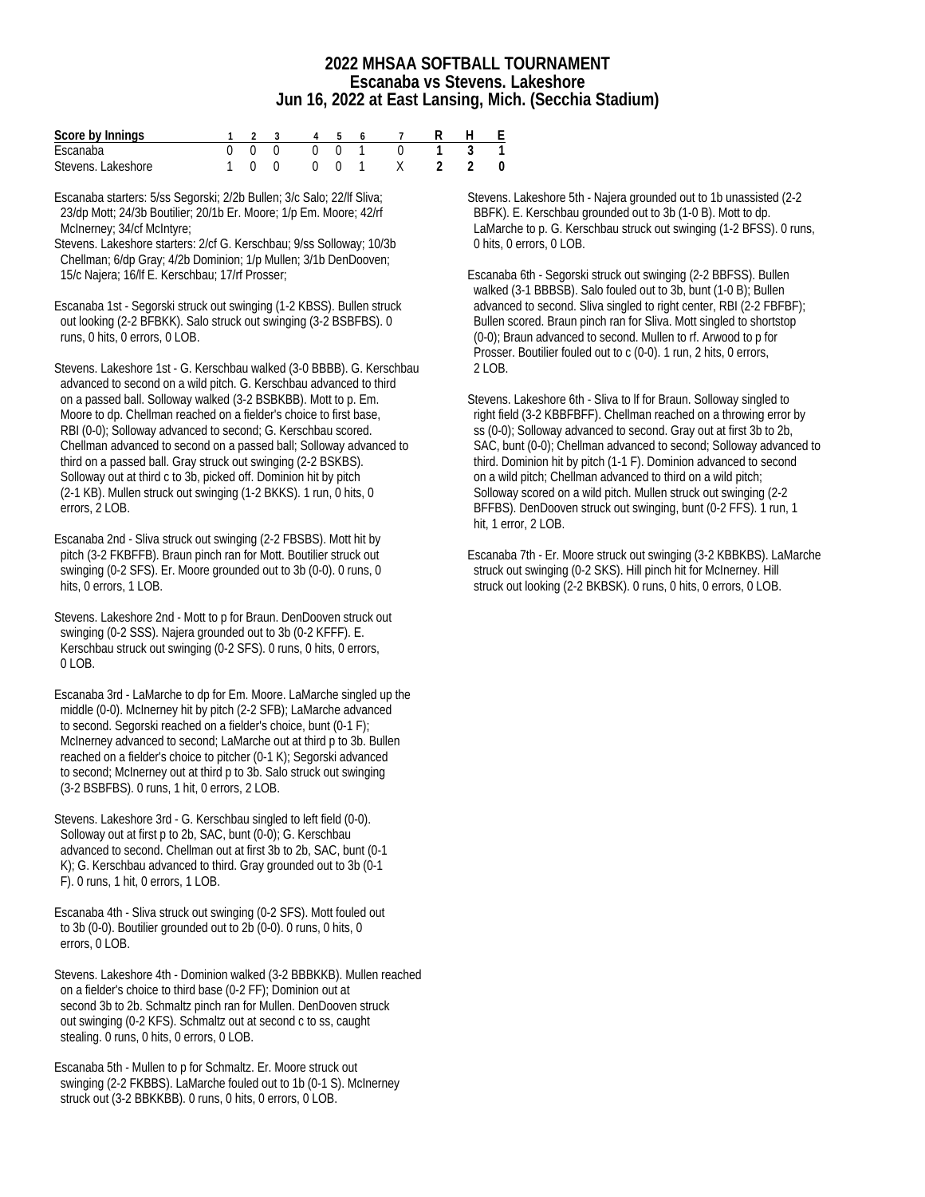# 2022 MHSAA SOFTBALL TOURNAMENT
## Escanaba vs Stevens. Lakeshore
### Jun 16, 2022 at East Lansing, Mich. (Secchia Stadium)

| Score by Innings | 1 | 2 | 3 | 4 | 5 | 6 | 7 | R | H | E |
|---|---|---|---|---|---|---|---|---|---|---|
| Escanaba | 0 | 0 | 0 | 0 | 0 | 1 | 0 | 1 | 3 | 1 |
| Stevens. Lakeshore | 1 | 0 | 0 | 0 | 0 | 1 | X | 2 | 2 | 0 |

Escanaba starters: 5/ss Segorski; 2/2b Bullen; 3/c Salo; 22/lf Sliva; 23/dp Mott; 24/3b Boutilier; 20/1b Er. Moore; 1/p Em. Moore; 42/rf McInerney; 34/cf McIntyre;

Stevens. Lakeshore starters: 2/cf G. Kerschbau; 9/ss Solloway; 10/3b Chellman; 6/dp Gray; 4/2b Dominion; 1/p Mullen; 3/1b DenDooven; 15/c Najera; 16/lf E. Kerschbau; 17/rf Prosser;

Escanaba 1st - Segorski struck out swinging (1-2 KBSS). Bullen struck out looking (2-2 BFBKK). Salo struck out swinging (3-2 BSBFBS). 0 runs, 0 hits, 0 errors, 0 LOB.

Stevens. Lakeshore 1st - G. Kerschbau walked (3-0 BBBB). G. Kerschbau advanced to second on a wild pitch. G. Kerschbau advanced to third on a passed ball. Solloway walked (3-2 BSBKBB). Mott to p. Em. Moore to dp. Chellman reached on a fielder's choice to first base, RBI (0-0); Solloway advanced to second; G. Kerschbau scored. Chellman advanced to second on a passed ball; Solloway advanced to third on a passed ball. Gray struck out swinging (2-2 BSKBS). Solloway out at third c to 3b, picked off. Dominion hit by pitch (2-1 KB). Mullen struck out swinging (1-2 BKKS). 1 run, 0 hits, 0 errors, 2 LOB.

Escanaba 2nd - Sliva struck out swinging (2-2 FBSBS). Mott hit by pitch (3-2 FKBFFB). Braun pinch ran for Mott. Boutilier struck out swinging (0-2 SFS). Er. Moore grounded out to 3b (0-0). 0 runs, 0 hits, 0 errors, 1 LOB.

Stevens. Lakeshore 2nd - Mott to p for Braun. DenDooven struck out swinging (0-2 SSS). Najera grounded out to 3b (0-2 KFFF). E. Kerschbau struck out swinging (0-2 SFS). 0 runs, 0 hits, 0 errors, 0 LOB.

Escanaba 3rd - LaMarche to dp for Em. Moore. LaMarche singled up the middle (0-0). McInerney hit by pitch (2-2 SFB); LaMarche advanced to second. Segorski reached on a fielder's choice, bunt (0-1 F); McInerney advanced to second; LaMarche out at third p to 3b. Bullen reached on a fielder's choice to pitcher (0-1 K); Segorski advanced to second; McInerney out at third p to 3b. Salo struck out swinging (3-2 BSBFBS). 0 runs, 1 hit, 0 errors, 2 LOB.

Stevens. Lakeshore 3rd - G. Kerschbau singled to left field (0-0). Solloway out at first p to 2b, SAC, bunt (0-0); G. Kerschbau advanced to second. Chellman out at first 3b to 2b, SAC, bunt (0-1 K); G. Kerschbau advanced to third. Gray grounded out to 3b (0-1 F). 0 runs, 1 hit, 0 errors, 1 LOB.

Escanaba 4th - Sliva struck out swinging (0-2 SFS). Mott fouled out to 3b (0-0). Boutilier grounded out to 2b (0-0). 0 runs, 0 hits, 0 errors, 0 LOB.

Stevens. Lakeshore 4th - Dominion walked (3-2 BBBKKB). Mullen reached on a fielder's choice to third base (0-2 FF); Dominion out at second 3b to 2b. Schmaltz pinch ran for Mullen. DenDooven struck out swinging (0-2 KFS). Schmaltz out at second c to ss, caught stealing. 0 runs, 0 hits, 0 errors, 0 LOB.

Escanaba 5th - Mullen to p for Schmaltz. Er. Moore struck out swinging (2-2 FKBBS). LaMarche fouled out to 1b (0-1 S). McInerney struck out (3-2 BBKKBB). 0 runs, 0 hits, 0 errors, 0 LOB.

Stevens. Lakeshore 5th - Najera grounded out to 1b unassisted (2-2 BBFK). E. Kerschbau grounded out to 3b (1-0 B). Mott to dp. LaMarche to p. G. Kerschbau struck out swinging (1-2 BFSS). 0 runs, 0 hits, 0 errors, 0 LOB.

Escanaba 6th - Segorski struck out swinging (2-2 BBFSS). Bullen walked (3-1 BBBSB). Salo fouled out to 3b, bunt (1-0 B); Bullen advanced to second. Sliva singled to right center, RBI (2-2 FBFBF); Bullen scored. Braun pinch ran for Sliva. Mott singled to shortstop (0-0); Braun advanced to second. Mullen to rf. Arwood to p for Prosser. Boutilier fouled out to c (0-0). 1 run, 2 hits, 0 errors, 2 LOB.

Stevens. Lakeshore 6th - Sliva to lf for Braun. Solloway singled to right field (3-2 KBBFBFF). Chellman reached on a throwing error by ss (0-0); Solloway advanced to second. Gray out at first 3b to 2b, SAC, bunt (0-0); Chellman advanced to second; Solloway advanced to third. Dominion hit by pitch (1-1 F). Dominion advanced to second on a wild pitch; Chellman advanced to third on a wild pitch; Solloway scored on a wild pitch. Mullen struck out swinging (2-2 BFFBS). DenDooven struck out swinging, bunt (0-2 FFS). 1 run, 1 hit, 1 error, 2 LOB.

Escanaba 7th - Er. Moore struck out swinging (3-2 KBBKBS). LaMarche struck out swinging (0-2 SKS). Hill pinch hit for McInerney. Hill struck out looking (2-2 BKBSK). 0 runs, 0 hits, 0 errors, 0 LOB.